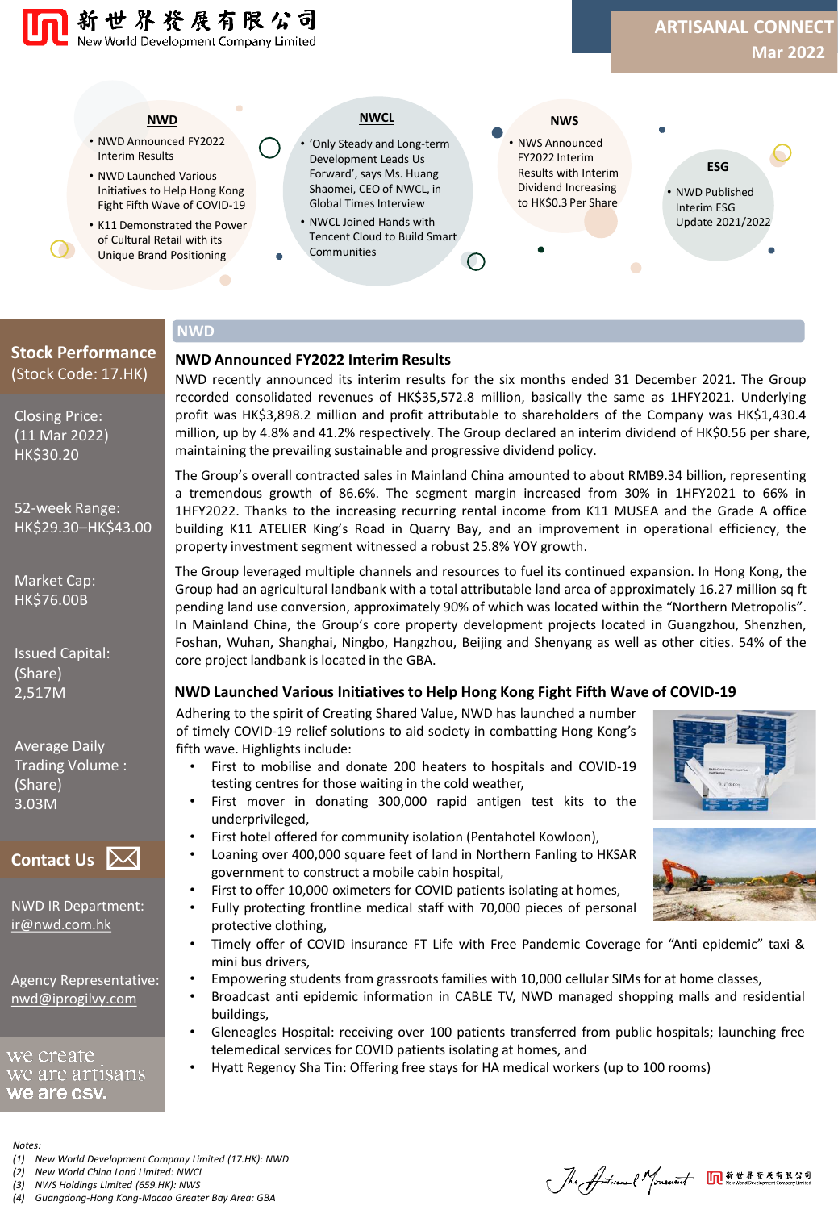新世界發展有限公司
New World Development Company Limited

**ARTISANAL CONNECT**
**Mar 2022**

**NWD**
- NWD Announced FY2022 Interim Results
- NWD Launched Various Initiatives to Help Hong Kong Fight Fifth Wave of COVID-19
- K11 Demonstrated the Power of Cultural Retail with its Unique Brand Positioning

**NWCL**
- 'Only Steady and Long-term Development Leads Us Forward', says Ms. Huang Shaomei, CEO of NWCL, in Global Times Interview
- NWCL Joined Hands with Tencent Cloud to Build Smart Communities

**NWS**
- NWS Announced FY2022 Interim Results with Interim Dividend Increasing to HK$0.3 Per Share

**ESG**
- NWD Published Interim ESG Update 2021/2022

## Stock Performance
(Stock Code: 17.HK)

Closing Price:
(11 Mar 2022)
HK$30.20

52-week Range:
HK$29.30–HK$43.00

Market Cap:
HK$76.00B

Issued Capital:
(Share)
2,517M

Average Daily Trading Volume :
(Share)
3.03M

## Contact Us

NWD IR Department:
ir@nwd.com.hk

Agency Representative:
nwd@iprogilvy.com

we create
we are artisans
we are csv.

## NWD

### NWD Announced FY2022 Interim Results

NWD recently announced its interim results for the six months ended 31 December 2021. The Group recorded consolidated revenues of HK$35,572.8 million, basically the same as 1HFY2021. Underlying profit was HK$3,898.2 million and profit attributable to shareholders of the Company was HK$1,430.4 million, up by 4.8% and 41.2% respectively. The Group declared an interim dividend of HK$0.56 per share, maintaining the prevailing sustainable and progressive dividend policy.

The Group's overall contracted sales in Mainland China amounted to about RMB9.34 billion, representing a tremendous growth of 86.6%. The segment margin increased from 30% in 1HFY2021 to 66% in 1HFY2022. Thanks to the increasing recurring rental income from K11 MUSEA and the Grade A office building K11 ATELIER King's Road in Quarry Bay, and an improvement in operational efficiency, the property investment segment witnessed a robust 25.8% YOY growth.

The Group leveraged multiple channels and resources to fuel its continued expansion. In Hong Kong, the Group had an agricultural landbank with a total attributable land area of approximately 16.27 million sq ft pending land use conversion, approximately 90% of which was located within the "Northern Metropolis". In Mainland China, the Group's core property development projects located in Guangzhou, Shenzhen, Foshan, Wuhan, Shanghai, Ningbo, Hangzhou, Beijing and Shenyang as well as other cities. 54% of the core project landbank is located in the GBA.

### NWD Launched Various Initiatives to Help Hong Kong Fight Fifth Wave of COVID-19

Adhering to the spirit of Creating Shared Value, NWD has launched a number of timely COVID-19 relief solutions to aid society in combatting Hong Kong's fifth wave. Highlights include:

- First to mobilise and donate 200 heaters to hospitals and COVID-19 testing centres for those waiting in the cold weather,
- First mover in donating 300,000 rapid antigen test kits to the underprivileged,
- First hotel offered for community isolation (Pentahotel Kowloon),
- Loaning over 400,000 square feet of land in Northern Fanling to HKSAR government to construct a mobile cabin hospital,
- First to offer 10,000 oximeters for COVID patients isolating at homes,
- Fully protecting frontline medical staff with 70,000 pieces of personal protective clothing,
- Timely offer of COVID insurance FT Life with Free Pandemic Coverage for "Anti epidemic" taxi & mini bus drivers,
- Empowering students from grassroots families with 10,000 cellular SIMs for at home classes,
- Broadcast anti epidemic information in CABLE TV, NWD managed shopping malls and residential buildings,
- Gleneagles Hospital: receiving over 100 patients transferred from public hospitals; launching free telemedical services for COVID patients isolating at homes, and
- Hyatt Regency Sha Tin: Offering free stays for HA medical workers (up to 100 rooms)

*Notes:*
*(1) New World Development Company Limited (17.HK): NWD*
*(2) New World China Land Limited: NWCL*
*(3) NWS Holdings Limited (659.HK): NWS*
*(4) Guangdong-Hong Kong-Macao Greater Bay Area: GBA*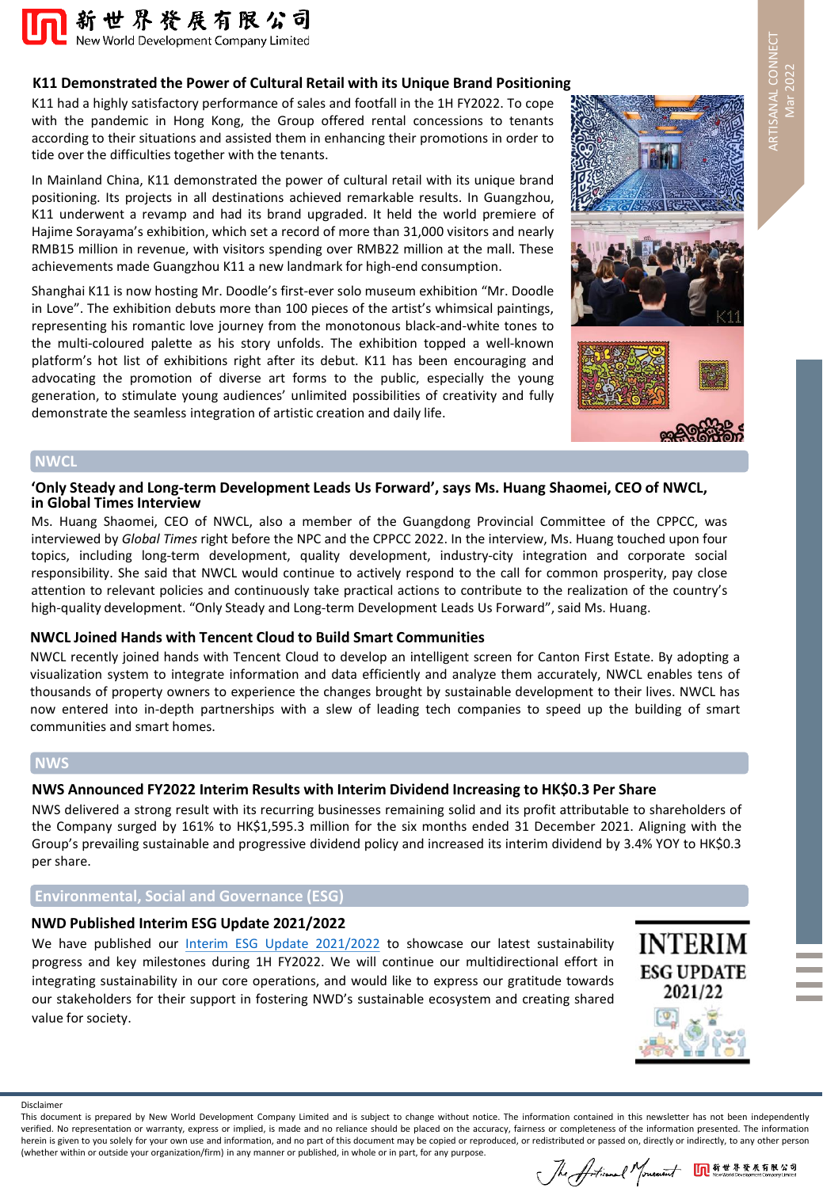## K11 Demonstrated the Power of Cultural Retail with its Unique Brand Positioning

K11 had a highly satisfactory performance of sales and footfall in the 1H FY2022. To cope with the pandemic in Hong Kong, the Group offered rental concessions to tenants according to their situations and assisted them in enhancing their promotions in order to tide over the difficulties together with the tenants.

In Mainland China, K11 demonstrated the power of cultural retail with its unique brand positioning. Its projects in all destinations achieved remarkable results. In Guangzhou, K11 underwent a revamp and had its brand upgraded. It held the world premiere of Hajime Sorayama's exhibition, which set a record of more than 31,000 visitors and nearly RMB15 million in revenue, with visitors spending over RMB22 million at the mall. These achievements made Guangzhou K11 a new landmark for high-end consumption.

Shanghai K11 is now hosting Mr. Doodle's first-ever solo museum exhibition "Mr. Doodle in Love". The exhibition debuts more than 100 pieces of the artist's whimsical paintings, representing his romantic love journey from the monotonous black-and-white tones to the multi-coloured palette as his story unfolds. The exhibition topped a well-known platform's hot list of exhibitions right after its debut. K11 has been encouraging and advocating the promotion of diverse art forms to the public, especially the young generation, to stimulate young audiences' unlimited possibilities of creativity and fully demonstrate the seamless integration of artistic creation and daily life.

# NWCL

## 'Only Steady and Long-term Development Leads Us Forward', says Ms. Huang Shaomei, CEO of NWCL, in Global Times Interview

Ms. Huang Shaomei, CEO of NWCL, also a member of the Guangdong Provincial Committee of the CPPCC, was interviewed by *Global Times* right before the NPC and the CPPCC 2022. In the interview, Ms. Huang touched upon four topics, including long-term development, quality development, industry-city integration and corporate social responsibility. She said that NWCL would continue to actively respond to the call for common prosperity, pay close attention to relevant policies and continuously take practical actions to contribute to the realization of the country's high-quality development. "Only Steady and Long-term Development Leads Us Forward", said Ms. Huang.

## NWCL Joined Hands with Tencent Cloud to Build Smart Communities

NWCL recently joined hands with Tencent Cloud to develop an intelligent screen for Canton First Estate. By adopting a visualization system to integrate information and data efficiently and analyze them accurately, NWCL enables tens of thousands of property owners to experience the changes brought by sustainable development to their lives. NWCL has now entered into in-depth partnerships with a slew of leading tech companies to speed up the building of smart communities and smart homes.

# NWS

## NWS Announced FY2022 Interim Results with Interim Dividend Increasing to HK$0.3 Per Share

NWS delivered a strong result with its recurring businesses remaining solid and its profit attributable to shareholders of the Company surged by 161% to HK$1,595.3 million for the six months ended 31 December 2021. Aligning with the Group's prevailing sustainable and progressive dividend policy and increased its interim dividend by 3.4% YOY to HK$0.3 per share.

# Environmental, Social and Governance (ESG)

## NWD Published Interim ESG Update 2021/2022

We have published our Interim ESG Update 2021/2022 to showcase our latest sustainability progress and key milestones during 1H FY2022. We will continue our multidirectional effort in integrating sustainability in our core operations, and would like to express our gratitude towards our stakeholders for their support in fostering NWD's sustainable ecosystem and creating shared value for society.

INTERIM ESG UPDATE 2021/22

Disclaimer

This document is prepared by New World Development Company Limited and is subject to change without notice. The information contained in this newsletter has not been independently verified. No representation or warranty, express or implied, is made and no reliance should be placed on the accuracy, fairness or completeness of the information presented. The information herein is given to you solely for your own use and information, and no part of this document may be copied or reproduced, or redistributed or passed on, directly or indirectly, to any other person (whether within or outside your organization/firm) in any manner or published, in whole or in part, for any purpose.